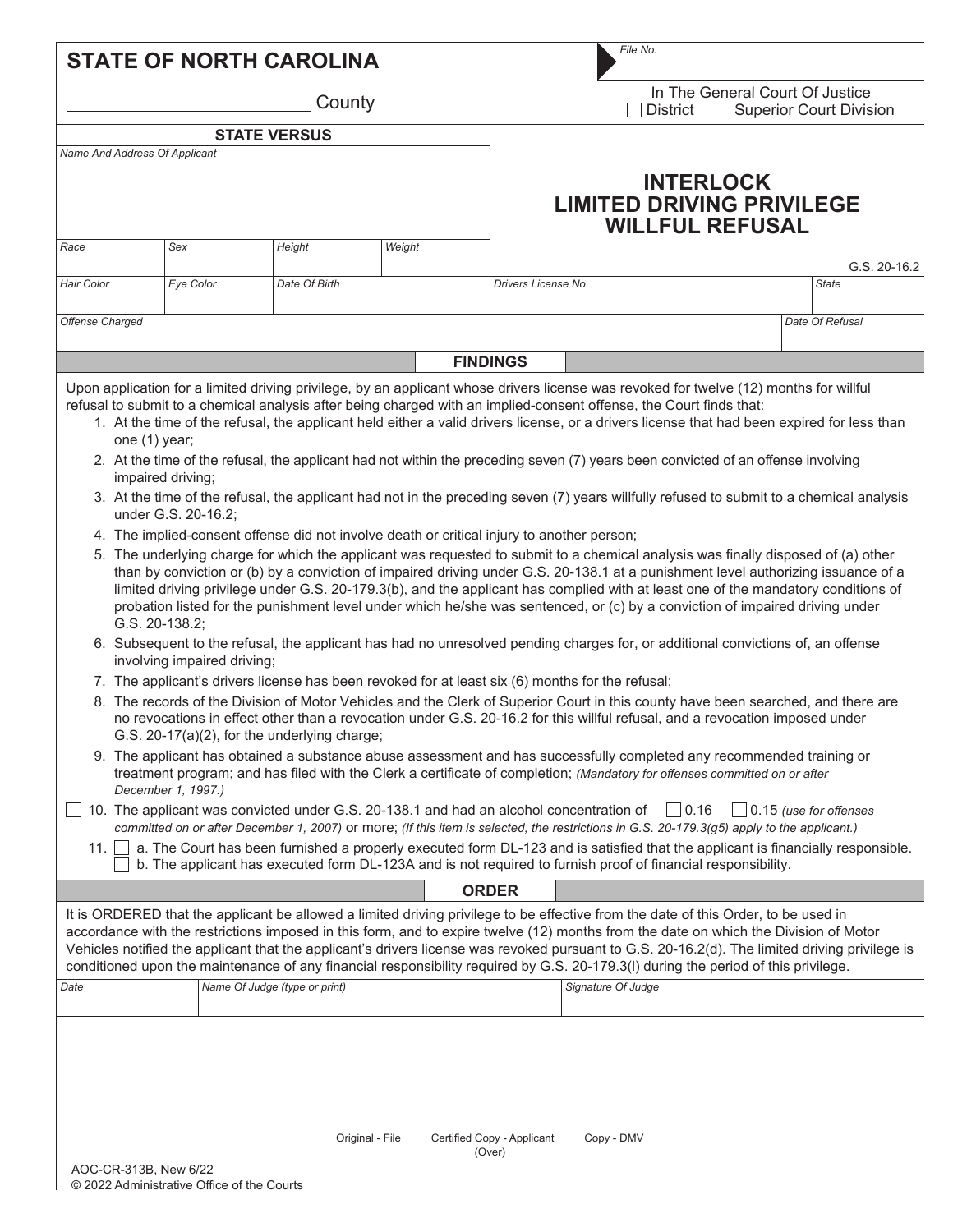**STATE OF NORTH CAROLINA**

_________________________ County

File No.

In The General Court Of Justice
☐ District ☐ Superior Court Division

**STATE VERSUS**

| Name And Address Of Applicant | | | |
|---|---|---|---|
| | | | |
| Race | Sex | Height | Weight |
| Hair Color | Eye Color | Date Of Birth | |

# INTERLOCK LIMITED DRIVING PRIVILEGE WILLFUL REFUSAL

G.S. 20-16.2

| Drivers License No. | State |
|---|---|
| | |

| Offense Charged | Date Of Refusal |
|---|---|
| | |

## FINDINGS

Upon application for a limited driving privilege, by an applicant whose drivers license was revoked for twelve (12) months for willful refusal to submit to a chemical analysis after being charged with an implied-consent offense, the Court finds that:

1. At the time of the refusal, the applicant held either a valid drivers license, or a drivers license that had been expired for less than one (1) year;
2. At the time of the refusal, the applicant had not within the preceding seven (7) years been convicted of an offense involving impaired driving;
3. At the time of the refusal, the applicant had not in the preceding seven (7) years willfully refused to submit to a chemical analysis under G.S. 20-16.2;
4. The implied-consent offense did not involve death or critical injury to another person;
5. The underlying charge for which the applicant was requested to submit to a chemical analysis was finally disposed of (a) other than by conviction or (b) by a conviction of impaired driving under G.S. 20-138.1 at a punishment level authorizing issuance of a limited driving privilege under G.S. 20-179.3(b), and the applicant has complied with at least one of the mandatory conditions of probation listed for the punishment level under which he/she was sentenced, or (c) by a conviction of impaired driving under G.S. 20-138.2;
6. Subsequent to the refusal, the applicant has had no unresolved pending charges for, or additional convictions of, an offense involving impaired driving;
7. The applicant's drivers license has been revoked for at least six (6) months for the refusal;
8. The records of the Division of Motor Vehicles and the Clerk of Superior Court in this county have been searched, and there are no revocations in effect other than a revocation under G.S. 20-16.2 for this willful refusal, and a revocation imposed under G.S. 20-17(a)(2), for the underlying charge;
9. The applicant has obtained a substance abuse assessment and has successfully completed any recommended training or treatment program; and has filed with the Clerk a certificate of completion; *(Mandatory for offenses committed on or after December 1, 1997.)*

☐ 10. The applicant was convicted under G.S. 20-138.1 and had an alcohol concentration of ☐ 0.16 ☐ 0.15 *(use for offenses committed on or after December 1, 2007)* or more; *(If this item is selected, the restrictions in G.S. 20-179.3(g5) apply to the applicant.)*

11. ☐ a. The Court has been furnished a properly executed form DL-123 and is satisfied that the applicant is financially responsible.
    ☐ b. The applicant has executed form DL-123A and is not required to furnish proof of financial responsibility.

## ORDER

It is ORDERED that the applicant be allowed a limited driving privilege to be effective from the date of this Order, to be used in accordance with the restrictions imposed in this form, and to expire twelve (12) months from the date on which the Division of Motor Vehicles notified the applicant that the applicant's drivers license was revoked pursuant to G.S. 20-16.2(d). The limited driving privilege is conditioned upon the maintenance of any financial responsibility required by G.S. 20-179.3(l) during the period of this privilege.

| Date | Name Of Judge (type or print) | Signature Of Judge |
|---|---|---|
| | | |

Original - File     Certified Copy - Applicant     Copy - DMV

(Over)

AOC-CR-313B, New 6/22
© 2022 Administrative Office of the Courts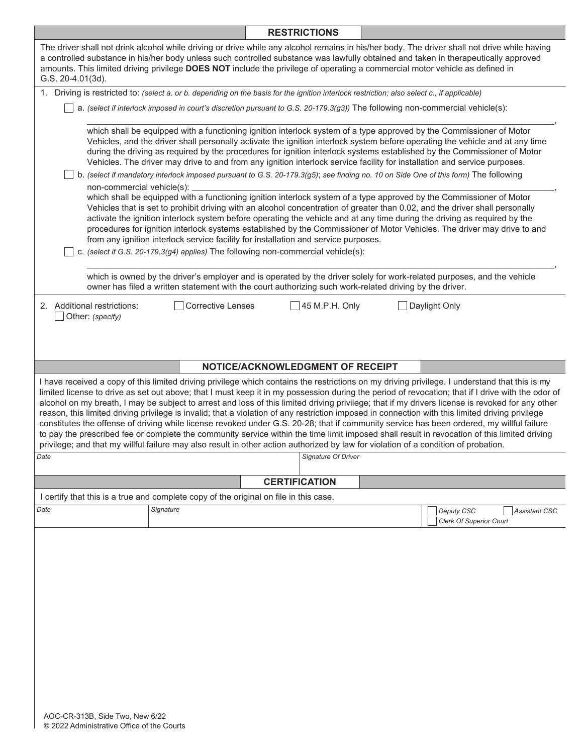## RESTRICTIONS

The driver shall not drink alcohol while driving or drive while any alcohol remains in his/her body. The driver shall not drive while having a controlled substance in his/her body unless such controlled substance was lawfully obtained and taken in therapeutically approved amounts. This limited driving privilege **DOES NOT** include the privilege of operating a commercial motor vehicle as defined in G.S. 20-4.01(3d).

1. Driving is restricted to: *(select a. or b. depending on the basis for the ignition interlock restriction; also select c., if applicable)*

   ☐ a. *(select if interlock imposed in court's discretion pursuant to G.S. 20-179.3(g3))* The following non-commercial vehicle(s):

   ______________________________________________________________________________,

   which shall be equipped with a functioning ignition interlock system of a type approved by the Commissioner of Motor Vehicles, and the driver shall personally activate the ignition interlock system before operating the vehicle and at any time during the driving as required by the procedures for ignition interlock systems established by the Commissioner of Motor Vehicles. The driver may drive to and from any ignition interlock service facility for installation and service purposes.

   ☐ b. *(select if mandatory interlock imposed pursuant to G.S. 20-179.3(g5)*; *see finding no. 10 on Side One of this form)* The following non-commercial vehicle(s): ______________________________________________________________________________,
   which shall be equipped with a functioning ignition interlock system of a type approved by the Commissioner of Motor Vehicles that is set to prohibit driving with an alcohol concentration of greater than 0.02, and the driver shall personally activate the ignition interlock system before operating the vehicle and at any time during the driving as required by the procedures for ignition interlock systems established by the Commissioner of Motor Vehicles. The driver may drive to and from any ignition interlock service facility for installation and service purposes.

   ☐ c. *(select if G.S. 20-179.3(g4) applies)* The following non-commercial vehicle(s):

   ______________________________________________________________________________,

   which is owned by the driver's employer and is operated by the driver solely for work-related purposes, and the vehicle owner has filed a written statement with the court authorizing such work-related driving by the driver.

2. Additional restrictions: ☐ Corrective Lenses ☐ 45 M.P.H. Only ☐ Daylight Only
   ☐ Other: *(specify)*

## NOTICE/ACKNOWLEDGMENT OF RECEIPT

I have received a copy of this limited driving privilege which contains the restrictions on my driving privilege. I understand that this is my limited license to drive as set out above; that I must keep it in my possession during the period of revocation; that if I drive with the odor of alcohol on my breath, I may be subject to arrest and loss of this limited driving privilege; that if my drivers license is revoked for any other reason, this limited driving privilege is invalid; that a violation of any restriction imposed in connection with this limited driving privilege constitutes the offense of driving while license revoked under G.S. 20-28; that if community service has been ordered, my willful failure to pay the prescribed fee or complete the community service within the time limit imposed shall result in revocation of this limited driving privilege; and that my willful failure may also result in other action authorized by law for violation of a condition of probation.

| *Date* | *Signature Of Driver* |
|---|---|
| | |

## CERTIFICATION

I certify that this is a true and complete copy of the original on file in this case.

| *Date* | *Signature* | ☐ *Deputy CSC* ☐ *Assistant CSC* ☐ *Clerk Of Superior Court* |
|---|---|---|
| | | |

AOC-CR-313B, Side Two, New 6/22
© 2022 Administrative Office of the Courts